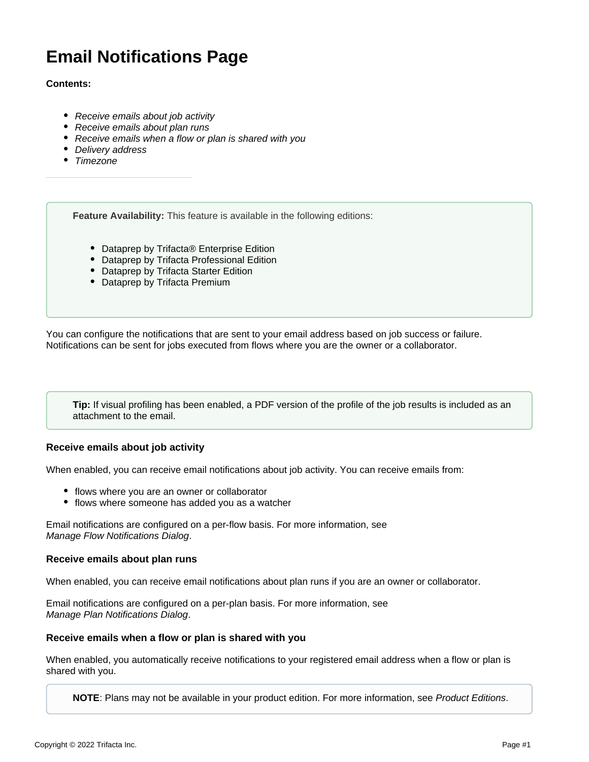# Email Notifications Page

**Contents:**

- *Receive emails about job activity*
- *Receive emails about plan runs*
- *Receive emails when a flow or plan is shared with you*
- *Delivery address*
- *Timezone*

> **Feature Availability:** This feature is available in the following editions:
>
> - Dataprep by Trifacta® Enterprise Edition
> - Dataprep by Trifacta Professional Edition
> - Dataprep by Trifacta Starter Edition
> - Dataprep by Trifacta Premium

You can configure the notifications that are sent to your email address based on job success or failure. Notifications can be sent for jobs executed from flows where you are the owner or a collaborator.

> **Tip:** If visual profiling has been enabled, a PDF version of the profile of the job results is included as an attachment to the email.

### Receive emails about job activity

When enabled, you can receive email notifications about job activity. You can receive emails from:

- flows where you are an owner or collaborator
- flows where someone has added you as a watcher

Email notifications are configured on a per-flow basis. For more information, see *Manage Flow Notifications Dialog*.

### Receive emails about plan runs

When enabled, you can receive email notifications about plan runs if you are an owner or collaborator.

Email notifications are configured on a per-plan basis. For more information, see *Manage Plan Notifications Dialog*.

### Receive emails when a flow or plan is shared with you

When enabled, you automatically receive notifications to your registered email address when a flow or plan is shared with you.

> **NOTE**: Plans may not be available in your product edition. For more information, see *Product Editions*.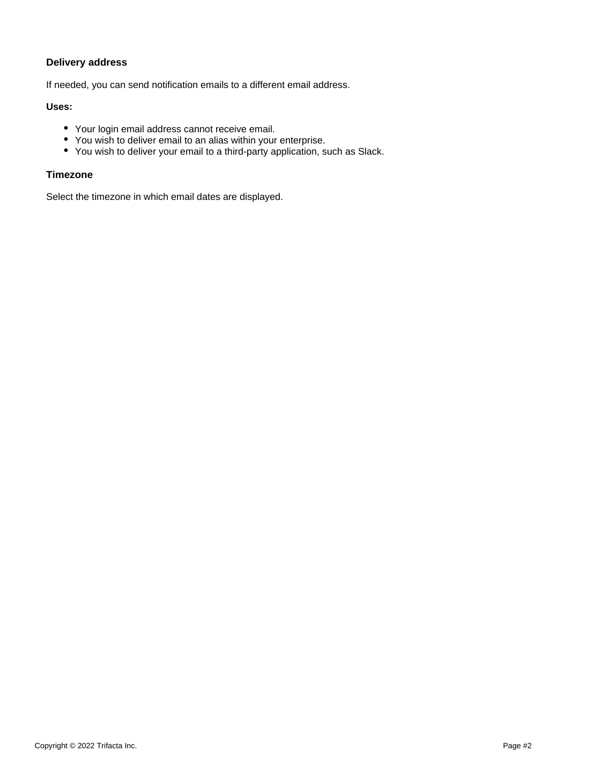### Delivery address

If needed, you can send notification emails to a different email address.

**Uses:**

- Your login email address cannot receive email.
- You wish to deliver email to an alias within your enterprise.
- You wish to deliver your email to a third-party application, such as Slack.

### Timezone

Select the timezone in which email dates are displayed.